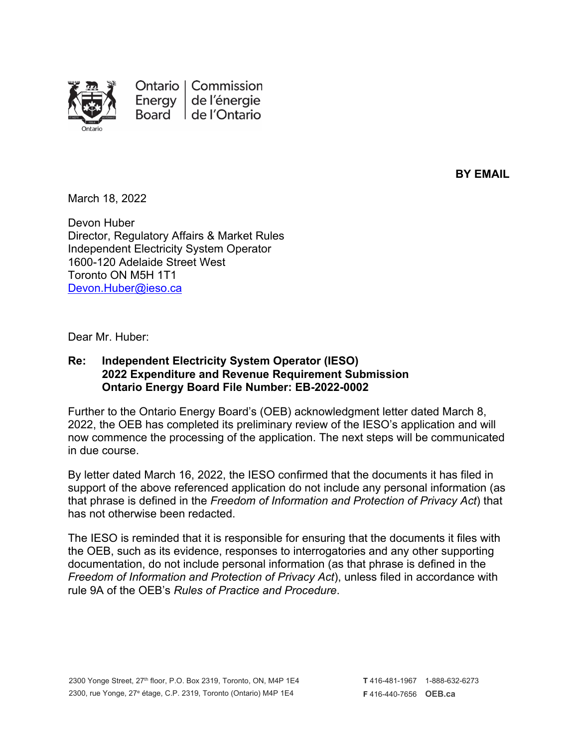Ontario Energy Board | Commission de l'énergie de l'Ontario

**BY EMAIL**

March 18, 2022

Devon Huber
Director, Regulatory Affairs & Market Rules
Independent Electricity System Operator
1600-120 Adelaide Street West
Toronto ON M5H 1T1
Devon.Huber@ieso.ca

Dear Mr. Huber:

**Re: Independent Electricity System Operator (IESO)
2022 Expenditure and Revenue Requirement Submission
Ontario Energy Board File Number: EB-2022-0002**

Further to the Ontario Energy Board's (OEB) acknowledgment letter dated March 8, 2022, the OEB has completed its preliminary review of the IESO's application and will now commence the processing of the application. The next steps will be communicated in due course.

By letter dated March 16, 2022, the IESO confirmed that the documents it has filed in support of the above referenced application do not include any personal information (as that phrase is defined in the *Freedom of Information and Protection of Privacy Act*) that has not otherwise been redacted.

The IESO is reminded that it is responsible for ensuring that the documents it files with the OEB, such as its evidence, responses to interrogatories and any other supporting documentation, do not include personal information (as that phrase is defined in the *Freedom of Information and Protection of Privacy Act*), unless filed in accordance with rule 9A of the OEB's *Rules of Practice and Procedure*.

2300 Yonge Street, 27th floor, P.O. Box 2319, Toronto, ON, M4P 1E4
2300, rue Yonge, 27e étage, C.P. 2319, Toronto (Ontario) M4P 1E4

**T** 416-481-1967 1-888-632-6273
**F** 416-440-7656 **OEB.ca**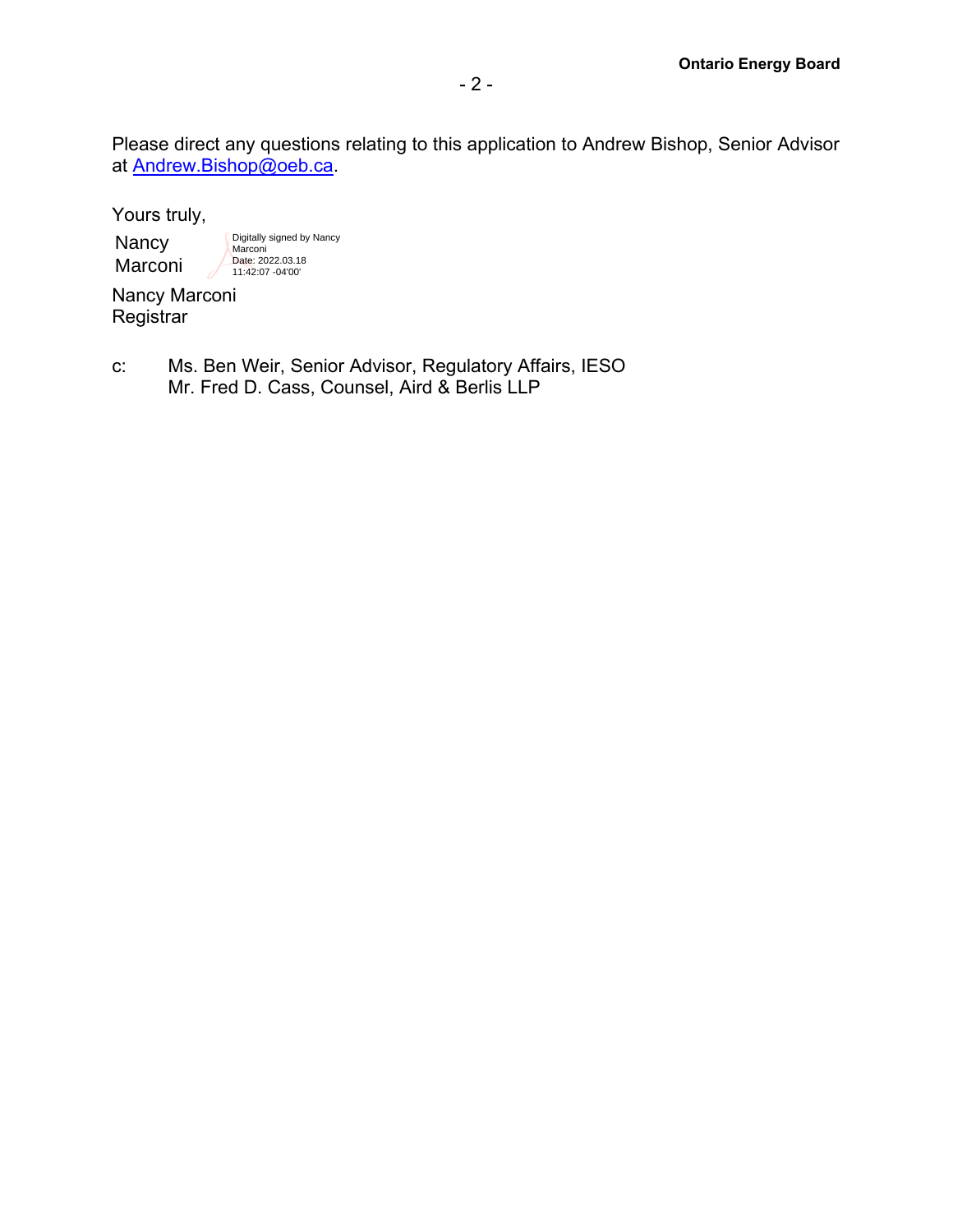Please direct any questions relating to this application to Andrew Bishop, Senior Advisor at Andrew.Bishop@oeb.ca.

Yours truly,

Nancy Marconi

Digitally signed by Nancy Marconi
Date: 2022.03.18 11:42:07 -04'00'

Nancy Marconi
Registrar

c: Ms. Ben Weir, Senior Advisor, Regulatory Affairs, IESO
Mr. Fred D. Cass, Counsel, Aird & Berlis LLP